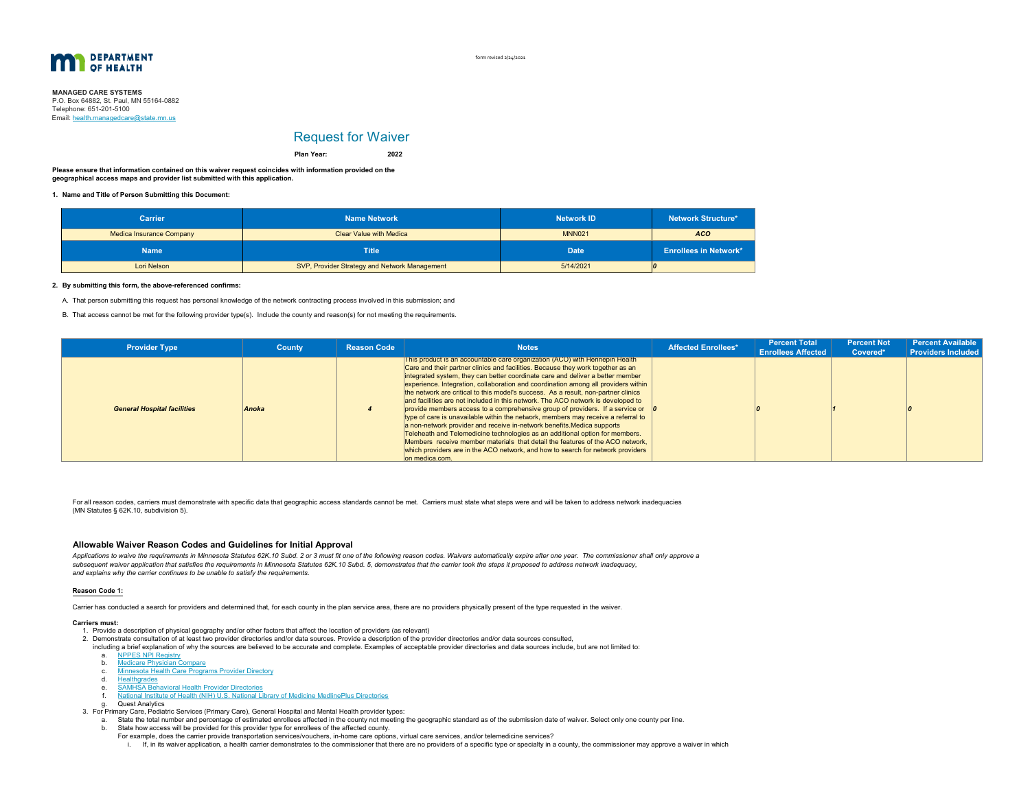DEPARTMENT OF HEALTH

form revised 2/24/2021

**MANAGED CARE SYSTEMS**
P.O. Box 64882, St. Paul, MN 55164-0882
Telephone: 651-201-5100
Email: health.managedcare@state.mn.us

# Request for Waiver

**Plan Year: 2022**

**Please ensure that information contained on this waiver request coincides with information provided on the geographical access maps and provider list submitted with this application.**

**1. Name and Title of Person Submitting this Document:**

| Carrier | Name Network | Network ID | Network Structure* |
|---|---|---|---|
| Medica Insurance Company | Clear Value with Medica | MNN021 | *ACO* |
| **Name** | **Title** | **Date** | **Enrollees in Network*** |
| Lori Nelson | SVP, Provider Strategy and Network Management | 5/14/2021 | 0 |

**2. By submitting this form, the above-referenced confirms:**

A. That person submitting this request has personal knowledge of the network contracting process involved in this submission; and

B. That access cannot be met for the following provider type(s). Include the county and reason(s) for not meeting the requirements.

| Provider Type | County | Reason Code | Notes | Affected Enrollees* | Percent Total Enrollees Affected | Percent Not Covered* | Percent Available Providers Included |
|---|---|---|---|---|---|---|---|
| *General Hospital facilities* | *Anoka* | *4* | This product is an accountable care organization (ACO) with Hennepin Health Care and their partner clinics and facilities. Because they work together as an integrated system, they can better coordinate care and deliver a better member experience. Integration, collaboration and coordination among all providers within the network are critical to this model's success. As a result, non-partner clinics and facilities are not included in this network. The ACO network is developed to provide members access to a comprehensive group of providers. If a service or type of care is unavailable within the network, members may receive a referral to a non-network provider and receive in-network benefits.Medica supports Teleheath and Telemedicine technologies as an additional option for members. Members receive member materials that detail the features of the ACO network, which providers are in the ACO network, and how to search for network providers on medica.com. | *0* | *0* | *1* | *0* |

For all reason codes, carriers must demonstrate with specific data that geographic access standards cannot be met. Carriers must state what steps were and will be taken to address network inadequacies (MN Statutes § 62K.10, subdivision 5).

## Allowable Waiver Reason Codes and Guidelines for Initial Approval

*Applications to waive the requirements in Minnesota Statutes 62K.10 Subd. 2 or 3 must fit one of the following reason codes. Waivers automatically expire after one year. The commissioner shall only approve a subsequent waiver application that satisfies the requirements in Minnesota Statutes 62K.10 Subd. 5, demonstrates that the carrier took the steps it proposed to address network inadequacy, and explains why the carrier continues to be unable to satisfy the requirements.*

**Reason Code 1:**

Carrier has conducted a search for providers and determined that, for each county in the plan service area, there are no providers physically present of the type requested in the waiver.

**Carriers must:**

1. Provide a description of physical geography and/or other factors that affect the location of providers (as relevant)
2. Demonstrate consultation of at least two provider directories and/or data sources. Provide a description of the provider directories and/or data sources consulted, including a brief explanation of why the sources are believed to be accurate and complete. Examples of acceptable provider directories and data sources include, but are not limited to:
   a. NPPES NPI Registry
   b. Medicare Physician Compare
   c. Minnesota Health Care Programs Provider Directory
   d. Healthgrades
   e. SAMHSA Behavioral Health Provider Directories
   f. National Institute of Health (NIH) U.S. National Library of Medicine MedlinePlus Directories
   g. Quest Analytics
3. For Primary Care, Pediatric Services (Primary Care), General Hospital and Mental Health provider types:
   a. State the total number and percentage of estimated enrollees affected in the county not meeting the geographic standard as of the submission date of waiver. Select only one county per line.
   b. State how access will be provided for this provider type for enrollees of the affected county.
      For example, does the carrier provide transportation services/vouchers, in-home care options, virtual care services, and/or telemedicine services?
      i. If, in its waiver application, a health carrier demonstrates to the commissioner that there are no providers of a specific type or specialty in a county, the commissioner may approve a waiver in which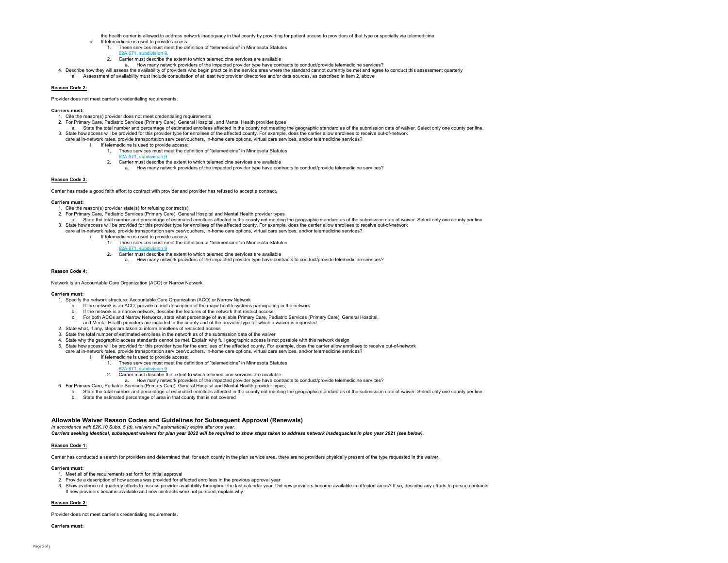the health carrier is allowed to address network inadequacy in that county by providing for patient access to providers of that type or specialty via telemedicine

ii. If telemedicine is used to provide access:
   1. These services must meet the definition of "telemedicine" in Minnesota Statutes [62A.671, subdivision 9.](#)
   2. Carrier must describe the extent to which telemedicine services are available
      a. How many network providers of the impacted provider type have contracts to conduct/provide telemedicine services?

4. Describe how they will assess the availability of providers who begin practice in the service area where the standard cannot currently be met and agree to conduct this assessment quarterly
   a. Assessment of availability must include consultation of at least two provider directories and/or data sources, as described in item 2, above

**Reason Code 2:**

Provider does not meet carrier's credentialing requirements.

**Carriers must:**

1. Cite the reason(s) provider does not meet credentialing requirements
2. For Primary Care, Pediatric Services (Primary Care), General Hospital, and Mental Health provider types
   a. State the total number and percentage of estimated enrollees affected in the county not meeting the geographic standard as of the submission date of waiver. Select only one county per line.
3. State how access will be provided for this provider type for enrollees of the affected county. For example, does the carrier allow enrollees to receive out-of-network care at in-network rates, provide transportation services/vouchers, in-home care options, virtual care services, and/or telemedicine services?
   i. If telemedicine is used to provide access:
      1. These services must meet the definition of "telemedicine" in Minnesota Statutes [62A.671, subdivision 9](#)
      2. Carrier must describe the extent to which telemedicine services are available
         a. How many network providers of the impacted provider type have contracts to conduct/provide telemedicine services?

**Reason Code 3:**

Carrier has made a good faith effort to contract with provider and provider has refused to accept a contract.

**Carriers must:**

1. Cite the reason(s) provider state(s) for refusing contract(s)
2. For Primary Care, Pediatric Services (Primary Care), General Hospital and Mental Health provider types
   a. State the total number and percentage of estimated enrollees affected in the county not meeting the geographic standard as of the submission date of waiver. Select only one county per line.
3. State how access will be provided for this provider type for enrollees of the affected county. For example, does the carrier allow enrollees to receive out-of-network care at in-network rates, provide transportation services/vouchers, in-home care options, virtual care services, and/or telemedicine services?
   i. If telemedicine is used to provide access:
      1. These services must meet the definition of "telemedicine" in Minnesota Statutes [62A.671, subdivision 9](#)
      2. Carrier must describe the extent to which telemedicine services are available
         a. How many network providers of the impacted provider type have contracts to conduct/provide telemedicine services?

**Reason Code 4:**

Network is an Accountable Care Organization (ACO) or Narrow Network.

**Carriers must:**

1. Specify the network structure: Accountable Care Organization (ACO) or Narrow Network
   a. If the network is an ACO, provide a brief description of the major health systems participating in the network
   b. If the network is a narrow network, describe the features of the network that restrict access
   c. For both ACOs and Narrow Networks, state what percentage of available Primary Care, Pediatric Services (Primary Care), General Hospital, and Mental Health providers are included in the county and of the provider type for which a waiver is requested
2. State what, if any, steps are taken to inform enrollees of restricted access
3. State the total number of estimated enrollees in the network as of the submission date of the waiver
4. State why the geographic access standards cannot be met. Explain why full geographic access is not possible with this network design
5. State how access will be provided for this provider type for the enrollees of the affected county. For example, does the carrier allow enrollees to receive out-of-network care at in-network rates, provide transportation services/vouchers, in-home care options, virtual care services, and/or telemedicine services?
   i. If telemedicine is used to provide access:
      1. These services must meet the definition of "telemedicine" in Minnesota Statutes [62A.671, subdivision 9](#)
      2. Carrier must describe the extent to which telemedicine services are available
         a. How many network providers of the impacted provider type have contracts to conduct/provide telemedicine services?
6. For Primary Care, Pediatric Services (Primary Care), General Hospital and Mental Health provider types,
   a. State the total number and percentage of estimated enrollees affected in the county not meeting the geographic standard as of the submission date of waiver. Select only one county per line.
   b. State the estimated percentage of area in that county that is not covered

## Allowable Waiver Reason Codes and Guidelines for Subsequent Approval (Renewals)

*In accordance with 62K.10 Subd. 5 (d), waivers will automatically expire after one year.*

***Carriers seeking identical, subsequent waivers for plan year 2022 will be required to show steps taken to address network inadequacies in plan year 2021 (see below).***

**Reason Code 1:**

Carrier has conducted a search for providers and determined that, for each county in the plan service area, there are no providers physically present of the type requested in the waiver.

**Carriers must:**

1. Meet all of the requirements set forth for initial approval
2. Provide a description of how access was provided for affected enrollees in the previous approval year
3. Show evidence of quarterly efforts to assess provider availability throughout the last calendar year. Did new providers become available in affected areas? If so, describe any efforts to pursue contracts. If new providers became available and new contracts were not pursued, explain why.

**Reason Code 2:**

Provider does not meet carrier's credentialing requirements.

**Carriers must:**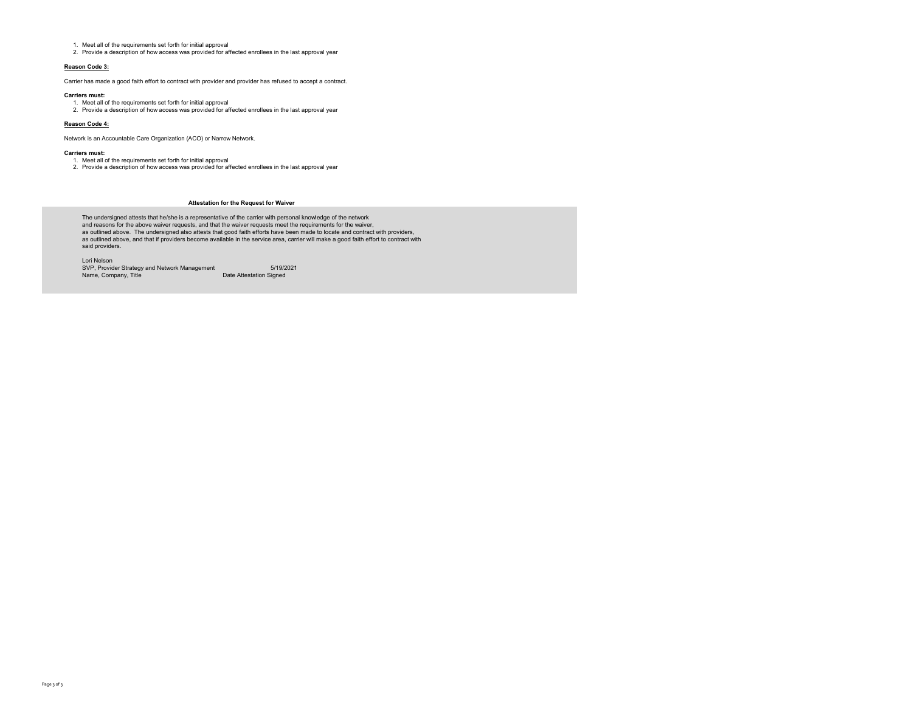1. Meet all of the requirements set forth for initial approval
2. Provide a description of how access was provided for affected enrollees in the last approval year

**Reason Code 3:**

Carrier has made a good faith effort to contract with provider and provider has refused to accept a contract.

**Carriers must:**

1. Meet all of the requirements set forth for initial approval
2. Provide a description of how access was provided for affected enrollees in the last approval year

**Reason Code 4:**

Network is an Accountable Care Organization (ACO) or Narrow Network.

**Carriers must:**

1. Meet all of the requirements set forth for initial approval
2. Provide a description of how access was provided for affected enrollees in the last approval year

**Attestation for the Request for Waiver**

The undersigned attests that he/she is a representative of the carrier with personal knowledge of the network and reasons for the above waiver requests, and that the waiver requests meet the requirements for the waiver, as outlined above. The undersigned also attests that good faith efforts have been made to locate and contract with providers, as outlined above, and that if providers become available in the service area, carrier will make a good faith effort to contract with said providers.

Lori Nelson
SVP, Provider Strategy and Network Management 5/19/2021
Name, Company, Title Date Attestation Signed